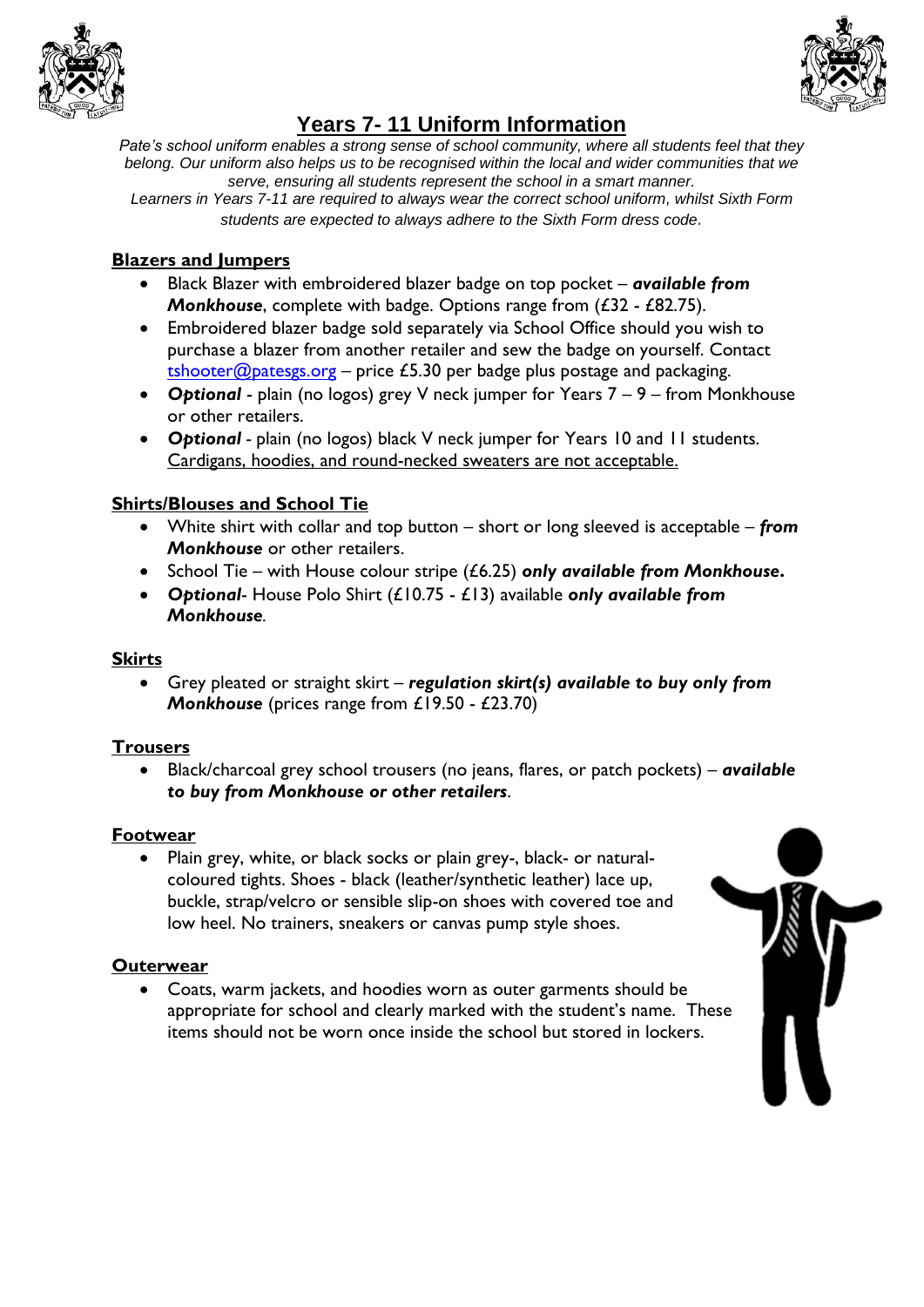# Years 7- 11 Uniform Information

*Pate's school uniform enables a strong sense of school community, where all students feel that they belong. Our uniform also helps us to be recognised within the local and wider communities that we serve, ensuring all students represent the school in a smart manner.*

*Learners in Years 7-11 are required to always wear the correct school uniform, whilst Sixth Form students are expected to always adhere to the Sixth Form dress code.*

## Blazers and Jumpers

- Black Blazer with embroidered blazer badge on top pocket – ***available from Monkhouse***, complete with badge. Options range from (£32 - £82.75).
- Embroidered blazer badge sold separately via School Office should you wish to purchase a blazer from another retailer and sew the badge on yourself. Contact tshooter@patesgs.org – price £5.30 per badge plus postage and packaging.
- ***Optional*** - plain (no logos) grey V neck jumper for Years 7 – 9 – from Monkhouse or other retailers.
- ***Optional*** - plain (no logos) black V neck jumper for Years 10 and 11 students. Cardigans, hoodies, and round-necked sweaters are not acceptable.

## Shirts/Blouses and School Tie

- White shirt with collar and top button – short or long sleeved is acceptable – ***from Monkhouse*** or other retailers.
- School Tie – with House colour stripe (£6.25) ***only available from Monkhouse.***
- ***Optional***- House Polo Shirt (£10.75 - £13) available ***only available from Monkhouse***.

## Skirts

- Grey pleated or straight skirt – ***regulation skirt(s) available to buy only from Monkhouse*** (prices range from £19.50 - £23.70)

## Trousers

- Black/charcoal grey school trousers (no jeans, flares, or patch pockets) – ***available to buy from Monkhouse or other retailers***.

## Footwear

- Plain grey, white, or black socks or plain grey-, black- or natural-coloured tights. Shoes - black (leather/synthetic leather) lace up, buckle, strap/velcro or sensible slip-on shoes with covered toe and low heel. No trainers, sneakers or canvas pump style shoes.

## Outerwear

- Coats, warm jackets, and hoodies worn as outer garments should be appropriate for school and clearly marked with the student's name. These items should not be worn once inside the school but stored in lockers.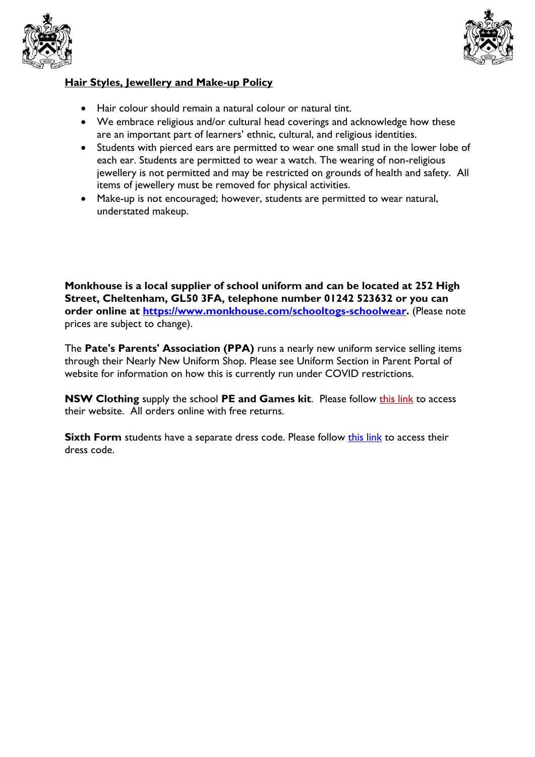**Hair Styles, Jewellery and Make-up Policy**

- Hair colour should remain a natural colour or natural tint.
- We embrace religious and/or cultural head coverings and acknowledge how these are an important part of learners' ethnic, cultural, and religious identities.
- Students with pierced ears are permitted to wear one small stud in the lower lobe of each ear. Students are permitted to wear a watch. The wearing of non-religious jewellery is not permitted and may be restricted on grounds of health and safety. All items of jewellery must be removed for physical activities.
- Make-up is not encouraged; however, students are permitted to wear natural, understated makeup.

**Monkhouse is a local supplier of school uniform and can be located at 252 High Street, Cheltenham, GL50 3FA, telephone number 01242 523632 or you can order online at https://www.monkhouse.com/schooltogs-schoolwear.** (Please note prices are subject to change).

The **Pate's Parents' Association (PPA)** runs a nearly new uniform service selling items through their Nearly New Uniform Shop. Please see Uniform Section in Parent Portal of website for information on how this is currently run under COVID restrictions.

**NSW Clothing** supply the school **PE and Games kit**. Please follow this link to access their website. All orders online with free returns.

**Sixth Form** students have a separate dress code. Please follow this link to access their dress code.